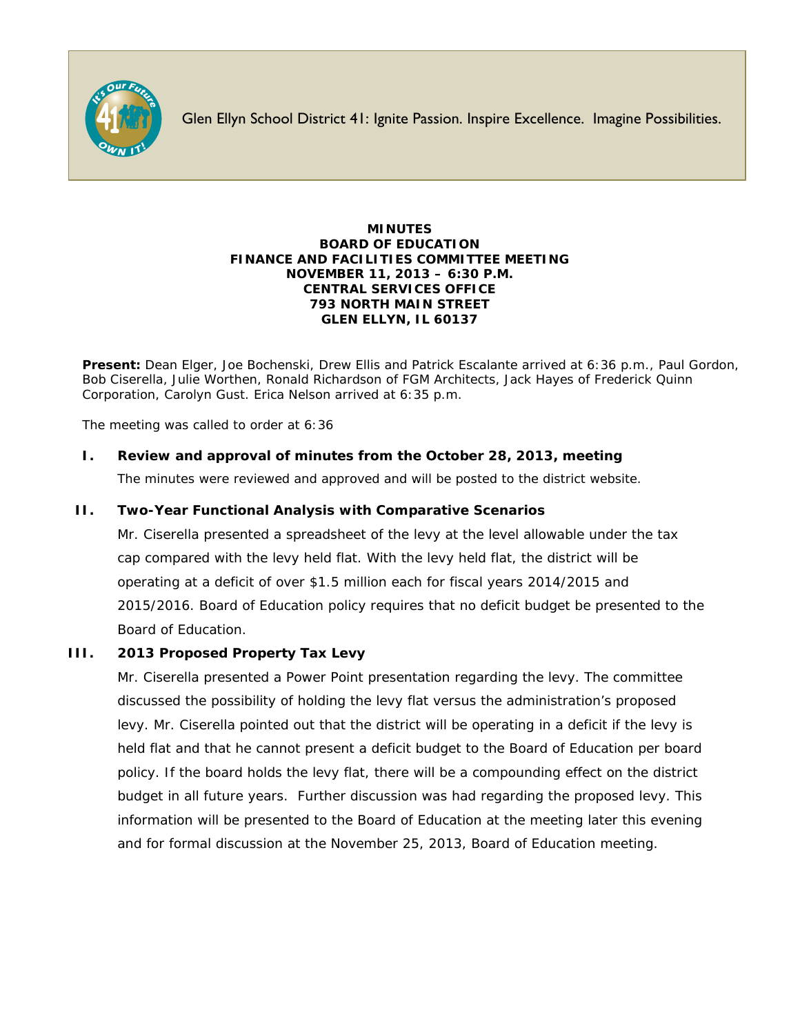Glen Ellyn School District 41: Ignite Passion. Inspire Excellence. Imagine Possibilities.

**MINUTES**
**BOARD OF EDUCATION**
**FINANCE AND FACILITIES COMMITTEE MEETING**
**NOVEMBER 11, 2013 – 6:30 P.M.**
**CENTRAL SERVICES OFFICE**
**793 NORTH MAIN STREET**
**GLEN ELLYN, IL 60137**

**Present:** Dean Elger, Joe Bochenski, Drew Ellis and Patrick Escalante arrived at 6:36 p.m., Paul Gordon, Bob Ciserella, Julie Worthen, Ronald Richardson of FGM Architects, Jack Hayes of Frederick Quinn Corporation, Carolyn Gust. Erica Nelson arrived at 6:35 p.m.

The meeting was called to order at 6:36

**I. Review and approval of minutes from the October 28, 2013, meeting**

The minutes were reviewed and approved and will be posted to the district website.

**II. Two-Year Functional Analysis with Comparative Scenarios**

Mr. Ciserella presented a spreadsheet of the levy at the level allowable under the tax cap compared with the levy held flat. With the levy held flat, the district will be operating at a deficit of over $1.5 million each for fiscal years 2014/2015 and 2015/2016. Board of Education policy requires that no deficit budget be presented to the Board of Education.

**III. 2013 Proposed Property Tax Levy**

Mr. Ciserella presented a Power Point presentation regarding the levy. The committee discussed the possibility of holding the levy flat versus the administration's proposed levy. Mr. Ciserella pointed out that the district will be operating in a deficit if the levy is held flat and that he cannot present a deficit budget to the Board of Education per board policy. If the board holds the levy flat, there will be a compounding effect on the district budget in all future years. Further discussion was had regarding the proposed levy. This information will be presented to the Board of Education at the meeting later this evening and for formal discussion at the November 25, 2013, Board of Education meeting.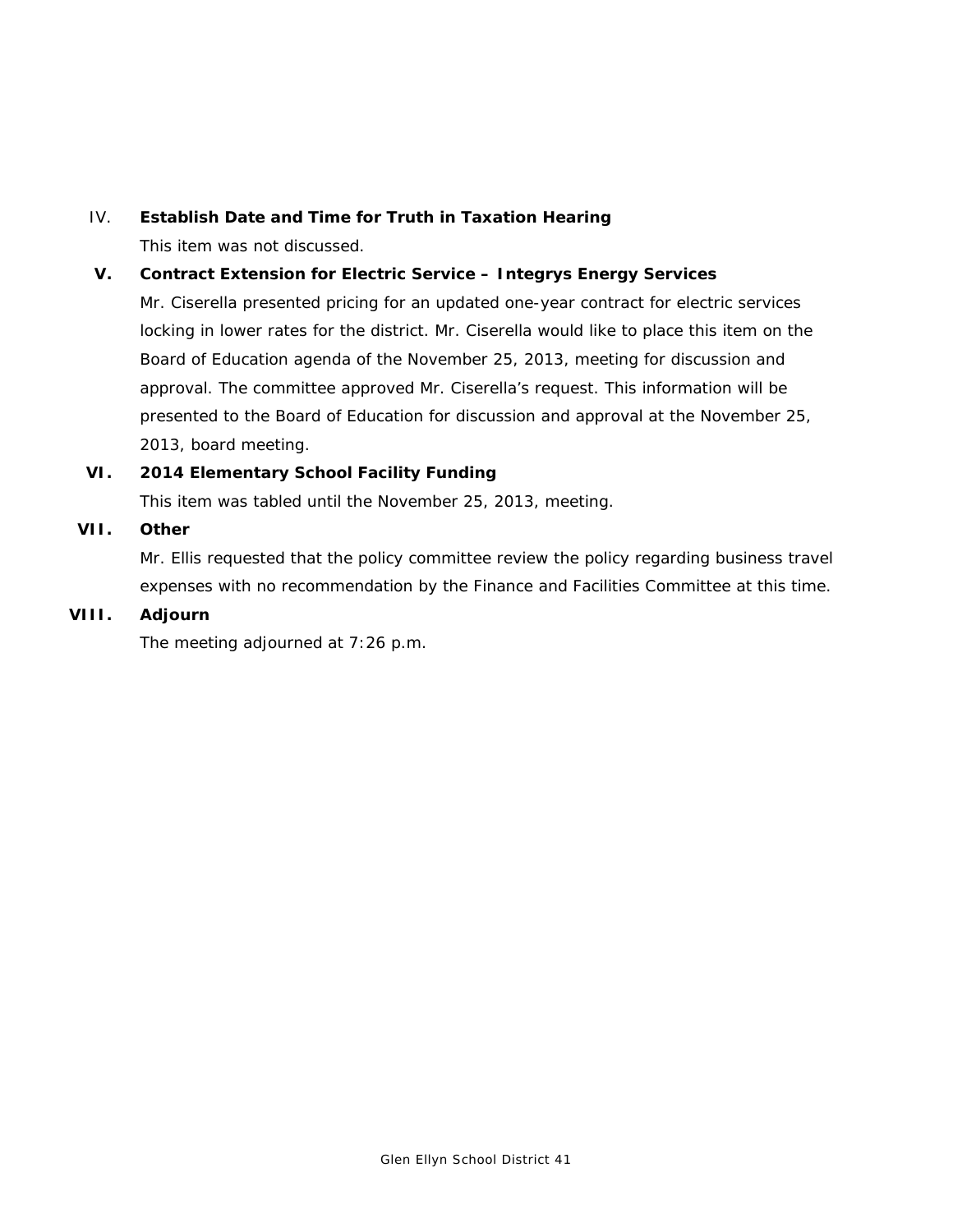IV. **Establish Date and Time for Truth in Taxation Hearing**

This item was not discussed.

**V. Contract Extension for Electric Service – Integrys Energy Services**

Mr. Ciserella presented pricing for an updated one-year contract for electric services locking in lower rates for the district. Mr. Ciserella would like to place this item on the Board of Education agenda of the November 25, 2013, meeting for discussion and approval. The committee approved Mr. Ciserella's request. This information will be presented to the Board of Education for discussion and approval at the November 25, 2013, board meeting.

**VI. 2014 Elementary School Facility Funding**

This item was tabled until the November 25, 2013, meeting.

**VII. Other**

Mr. Ellis requested that the policy committee review the policy regarding business travel expenses with no recommendation by the Finance and Facilities Committee at this time.

**VIII. Adjourn**

The meeting adjourned at 7:26 p.m.